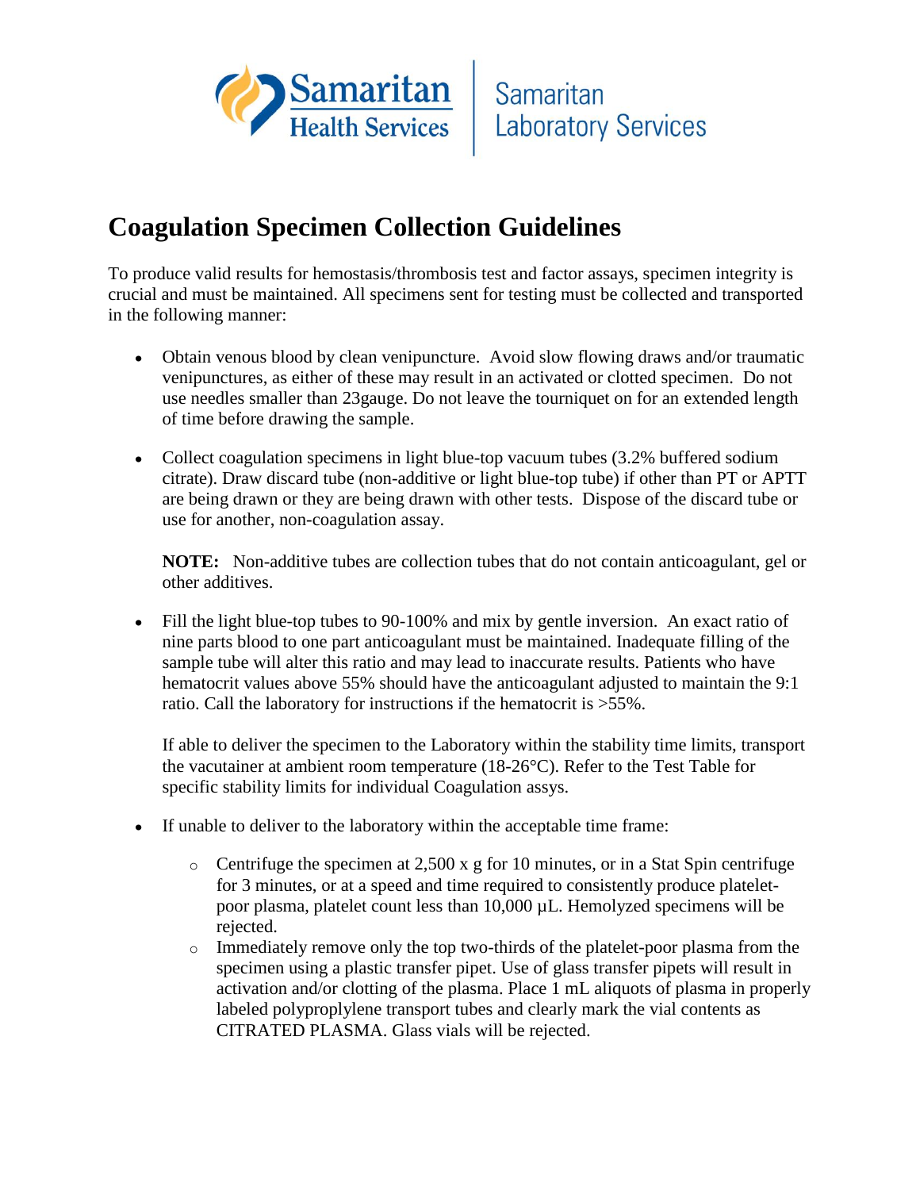Samaritan Health Services | Samaritan Laboratory Services

# Coagulation Specimen Collection Guidelines

To produce valid results for hemostasis/thrombosis test and factor assays, specimen integrity is crucial and must be maintained. All specimens sent for testing must be collected and transported in the following manner:

- Obtain venous blood by clean venipuncture. Avoid slow flowing draws and/or traumatic venipunctures, as either of these may result in an activated or clotted specimen. Do not use needles smaller than 23gauge. Do not leave the tourniquet on for an extended length of time before drawing the sample.

- Collect coagulation specimens in light blue-top vacuum tubes (3.2% buffered sodium citrate). Draw discard tube (non-additive or light blue-top tube) if other than PT or APTT are being drawn or they are being drawn with other tests. Dispose of the discard tube or use for another, non-coagulation assay.

  **NOTE:** Non-additive tubes are collection tubes that do not contain anticoagulant, gel or other additives.

- Fill the light blue-top tubes to 90-100% and mix by gentle inversion. An exact ratio of nine parts blood to one part anticoagulant must be maintained. Inadequate filling of the sample tube will alter this ratio and may lead to inaccurate results. Patients who have hematocrit values above 55% should have the anticoagulant adjusted to maintain the 9:1 ratio. Call the laboratory for instructions if the hematocrit is >55%.

  If able to deliver the specimen to the Laboratory within the stability time limits, transport the vacutainer at ambient room temperature (18-26°C). Refer to the Test Table for specific stability limits for individual Coagulation assys.

- If unable to deliver to the laboratory within the acceptable time frame:
  - Centrifuge the specimen at 2,500 x g for 10 minutes, or in a Stat Spin centrifuge for 3 minutes, or at a speed and time required to consistently produce platelet-poor plasma, platelet count less than 10,000 µL. Hemolyzed specimens will be rejected.
  - Immediately remove only the top two-thirds of the platelet-poor plasma from the specimen using a plastic transfer pipet. Use of glass transfer pipets will result in activation and/or clotting of the plasma. Place 1 mL aliquots of plasma in properly labeled polyproplylene transport tubes and clearly mark the vial contents as CITRATED PLASMA. Glass vials will be rejected.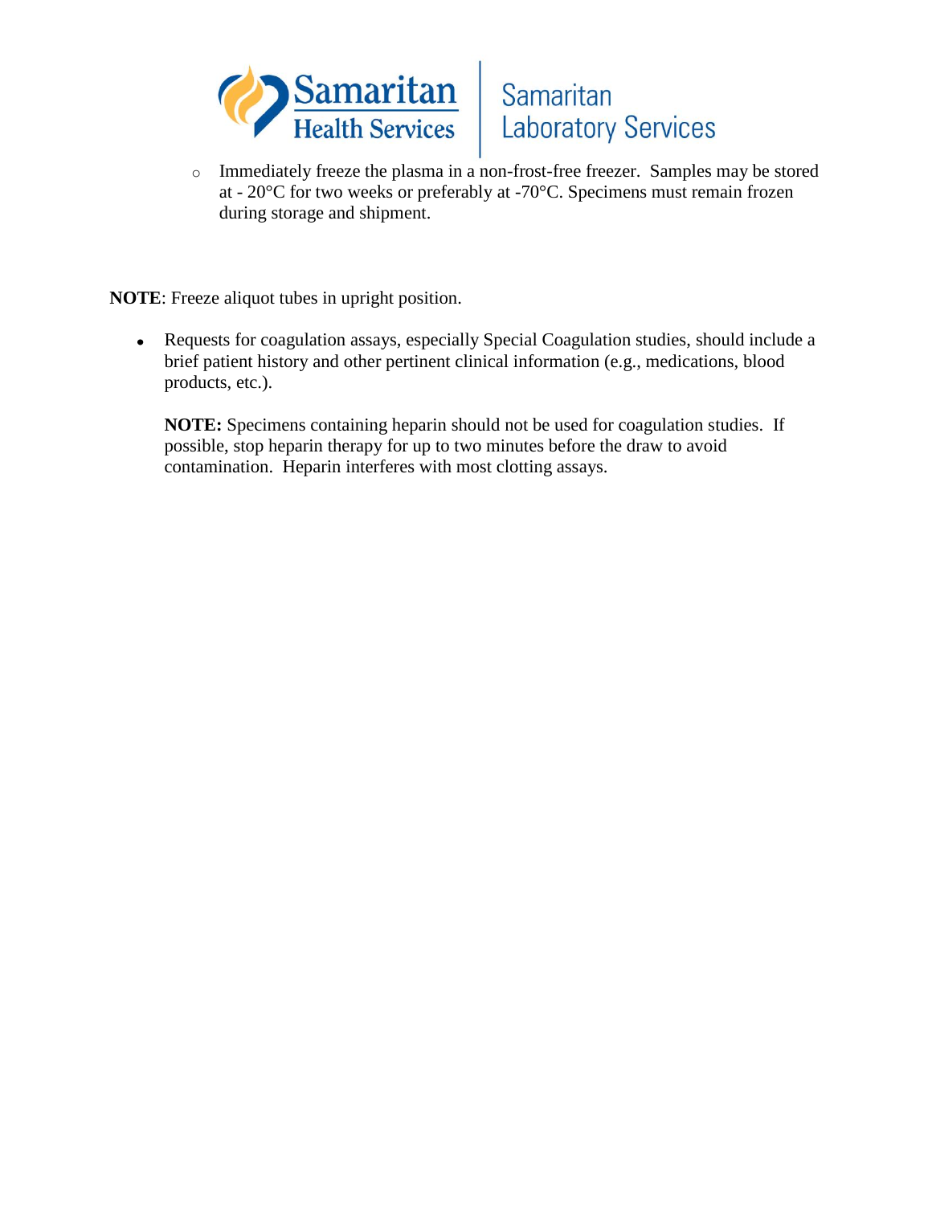- Immediately freeze the plasma in a non-frost-free freezer. Samples may be stored at - 20°C for two weeks or preferably at -70°C. Specimens must remain frozen during storage and shipment.

**NOTE**: Freeze aliquot tubes in upright position.

- Requests for coagulation assays, especially Special Coagulation studies, should include a brief patient history and other pertinent clinical information (e.g., medications, blood products, etc.).

  **NOTE:** Specimens containing heparin should not be used for coagulation studies. If possible, stop heparin therapy for up to two minutes before the draw to avoid contamination. Heparin interferes with most clotting assays.